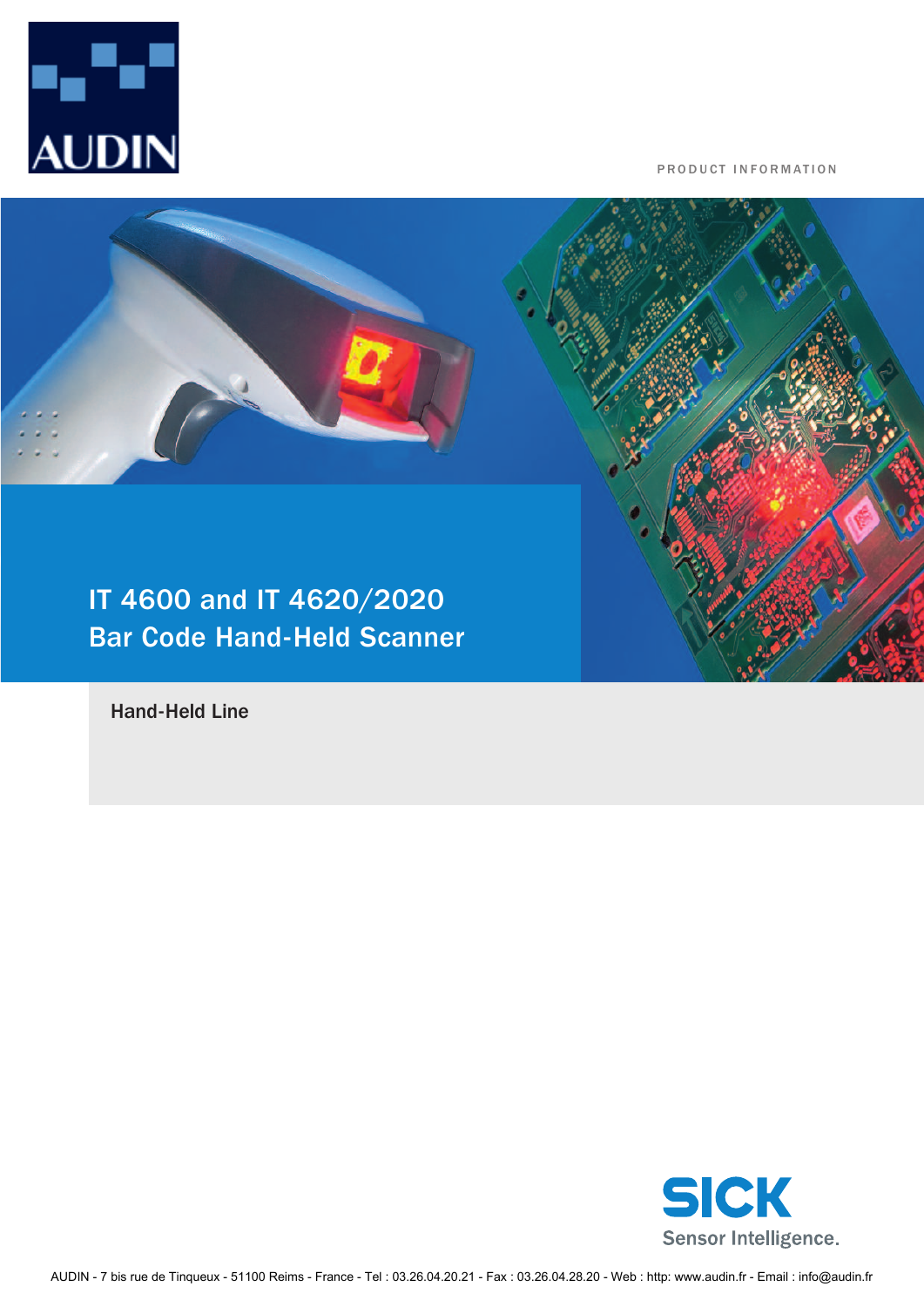AUDIN

PRODUCT INFORMATION

# IT 4600 and IT 4620/2020 Bar Code Hand-Held Scanner

**Hand-Held Line**

SICK
Sensor Intelligence.

AUDIN - 7 bis rue de Tinqueux - 51100 Reims - France - Tel : 03.26.04.20.21 - Fax : 03.26.04.28.20 - Web : http: www.audin.fr - Email : info@audin.fr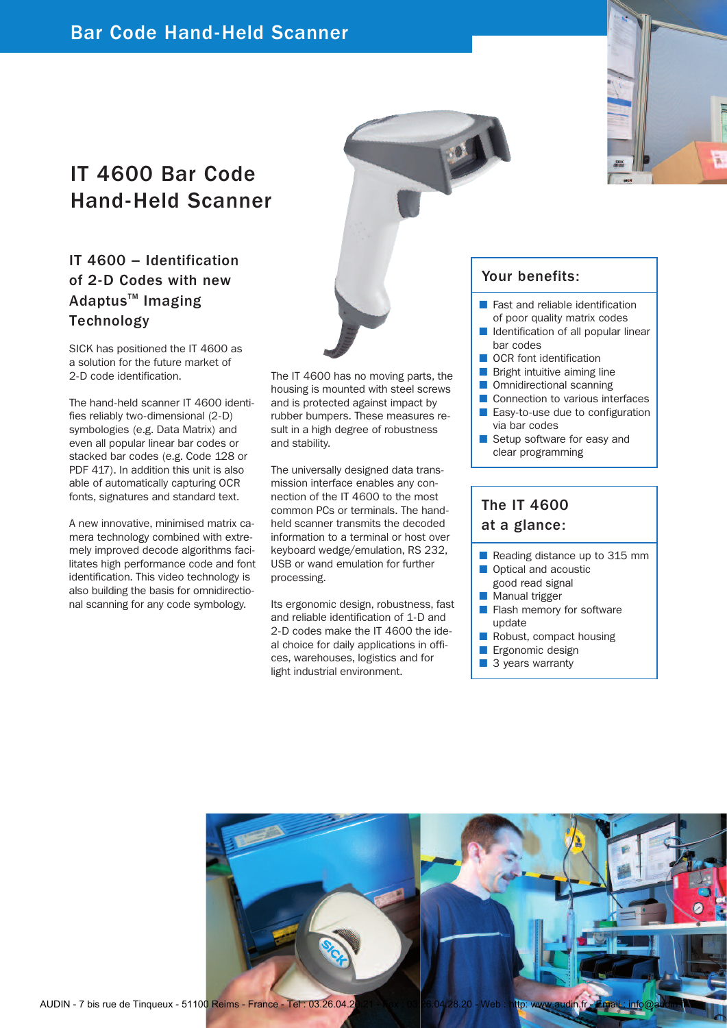# IT 4600 Bar Code Hand-Held Scanner

## IT 4600 – Identification of 2-D Codes with new Adaptus™ Imaging Technology

SICK has positioned the IT 4600 as a solution for the future market of 2-D code identification.

The hand-held scanner IT 4600 identifies reliably two-dimensional (2-D) symbologies (e.g. Data Matrix) and even all popular linear bar codes or stacked bar codes (e.g. Code 128 or PDF 417). In addition this unit is also able of automatically capturing OCR fonts, signatures and standard text.

A new innovative, minimised matrix camera technology combined with extremely improved decode algorithms facilitates high performance code and font identification. This video technology is also building the basis for omnidirectional scanning for any code symbology.

The IT 4600 has no moving parts, the housing is mounted with steel screws and is protected against impact by rubber bumpers. These measures result in a high degree of robustness and stability.

The universally designed data transmission interface enables any connection of the IT 4600 to the most common PCs or terminals. The hand-held scanner transmits the decoded information to a terminal or host over keyboard wedge/emulation, RS 232, USB or wand emulation for further processing.

Its ergonomic design, robustness, fast and reliable identification of 1-D and 2-D codes make the IT 4600 the ideal choice for daily applications in offices, warehouses, logistics and for light industrial environment.

### Your benefits:

- Fast and reliable identification of poor quality matrix codes
- Identification of all popular linear bar codes
- OCR font identification
- Bright intuitive aiming line
- Omnidirectional scanning
- Connection to various interfaces
- Easy-to-use due to configuration via bar codes
- Setup software for easy and clear programming

### The IT 4600 at a glance:

- Reading distance up to 315 mm
- Optical and acoustic good read signal
- Manual trigger
- Flash memory for software update
- Robust, compact housing
- Ergonomic design
- 3 years warranty

AUDIN - 7 bis rue de Tinqueux - 51100 Reims - France - Tel : 03.26.04.20.21 - Fax : 03.26.04.28.20 - Web : http: www.audin.fr - Email : info@audin.fr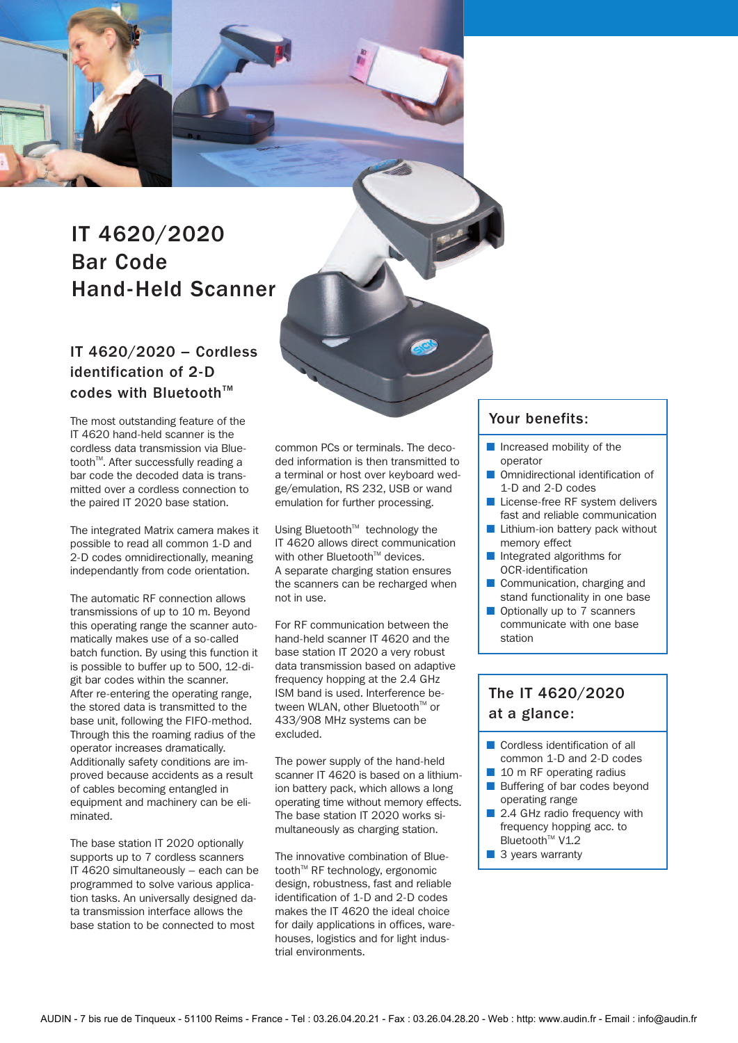# IT 4620/2020 Bar Code Hand-Held Scanner

## IT 4620/2020 – Cordless identification of 2-D codes with Bluetooth™

The most outstanding feature of the IT 4620 hand-held scanner is the cordless data transmission via Bluetooth™. After successfully reading a bar code the decoded data is transmitted over a cordless connection to the paired IT 2020 base station.

The integrated Matrix camera makes it possible to read all common 1-D and 2-D codes omnidirectionally, meaning independantly from code orientation.

The automatic RF connection allows transmissions of up to 10 m. Beyond this operating range the scanner automatically makes use of a so-called batch function. By using this function it is possible to buffer up to 500, 12-digit bar codes within the scanner. After re-entering the operating range, the stored data is transmitted to the base unit, following the FIFO-method. Through this the roaming radius of the operator increases dramatically. Additionally safety conditions are improved because accidents as a result of cables becoming entangled in equipment and machinery can be eliminated.

The base station IT 2020 optionally supports up to 7 cordless scanners IT 4620 simultaneously – each can be programmed to solve various application tasks. An universally designed data transmission interface allows the base station to be connected to most common PCs or terminals. The decoded information is then transmitted to a terminal or host over keyboard wedge/emulation, RS 232, USB or wand emulation for further processing.

Using Bluetooth™ technology the IT 4620 allows direct communication with other Bluetooth™ devices. A separate charging station ensures the scanners can be recharged when not in use.

For RF communication between the hand-held scanner IT 4620 and the base station IT 2020 a very robust data transmission based on adaptive frequency hopping at the 2.4 GHz ISM band is used. Interference between WLAN, other Bluetooth™ or 433/908 MHz systems can be excluded.

The power supply of the hand-held scanner IT 4620 is based on a lithium-ion battery pack, which allows a long operating time without memory effects. The base station IT 2020 works simultaneously as charging station.

The innovative combination of Bluetooth™ RF technology, ergonomic design, robustness, fast and reliable identification of 1-D and 2-D codes makes the IT 4620 the ideal choice for daily applications in offices, warehouses, logistics and for light industrial environments.

### Your benefits:

- Increased mobility of the operator
- Omnidirectional identification of 1-D and 2-D codes
- License-free RF system delivers fast and reliable communication
- Lithium-ion battery pack without memory effect
- Integrated algorithms for OCR-identification
- Communication, charging and stand functionality in one base
- Optionally up to 7 scanners communicate with one base station

### The IT 4620/2020 at a glance:

- Cordless identification of all common 1-D and 2-D codes
- 10 m RF operating radius
- Buffering of bar codes beyond operating range
- 2.4 GHz radio frequency with frequency hopping acc. to Bluetooth™ V1.2
- 3 years warranty

AUDIN - 7 bis rue de Tinqueux - 51100 Reims - France - Tel : 03.26.04.20.21 - Fax : 03.26.04.28.20 - Web : http: www.audin.fr - Email : info@audin.fr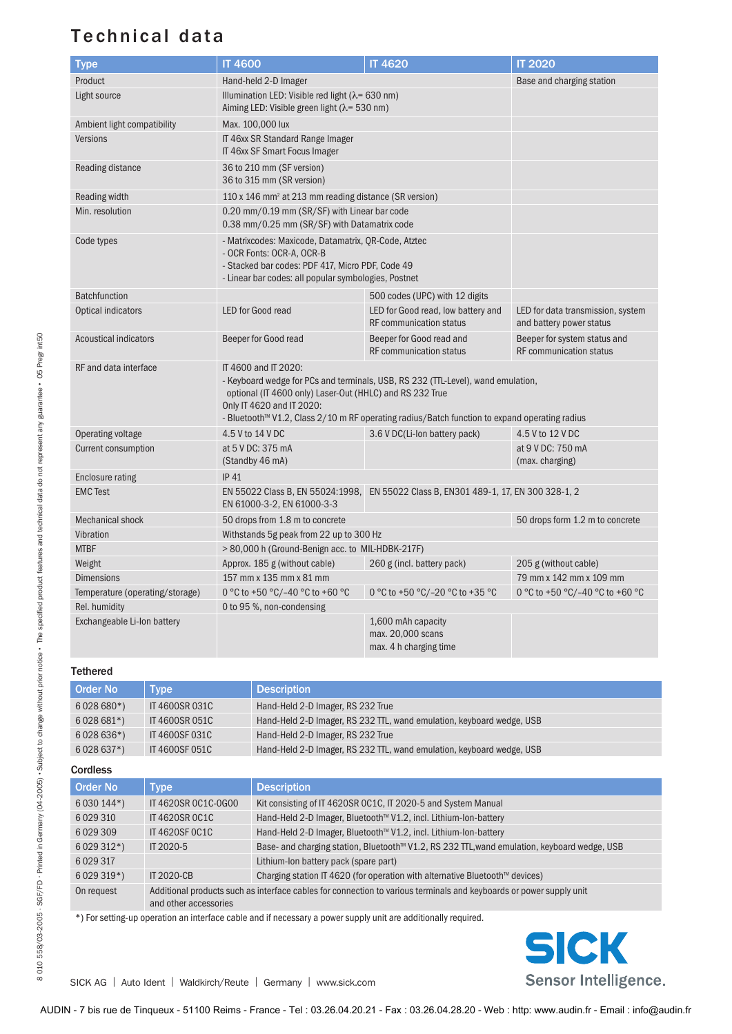# Technical data

| Type | IT 4600 | IT 4620 | IT 2020 |
|---|---|---|---|
| Product | Hand-held 2-D Imager | | Base and charging station |
| Light source | Illumination LED: Visible red light (λ= 630 nm)<br>Aiming LED: Visible green light (λ= 530 nm) | | |
| Ambient light compatibility | Max. 100,000 lux | | |
| Versions | IT 46xx SR Standard Range Imager<br>IT 46xx SF Smart Focus Imager | | |
| Reading distance | 36 to 210 mm (SF version)<br>36 to 315 mm (SR version) | | |
| Reading width | 110 x 146 mm² at 213 mm reading distance (SR version) | | |
| Min. resolution | 0.20 mm/0.19 mm (SR/SF) with Linear bar code<br>0.38 mm/0.25 mm (SR/SF) with Datamatrix code | | |
| Code types | - Matrixcodes: Maxicode, Datamatrix, QR-Code, Atztec<br>- OCR Fonts: OCR-A, OCR-B<br>- Stacked bar codes: PDF 417, Micro PDF, Code 49<br>- Linear bar codes: all popular symbologies, Postnet | | |
| Batchfunction | | 500 codes (UPC) with 12 digits | |
| Optical indicators | LED for Good read | LED for Good read, low battery and RF communication status | LED for data transmission, system and battery power status |
| Acoustical indicators | Beeper for Good read | Beeper for Good read and RF communication status | Beeper for system status and RF communication status |
| RF and data interface | IT 4600 and IT 2020:<br>- Keyboard wedge for PCs and terminals, USB, RS 232 (TTL-Level), wand emulation, optional (IT 4600 only) Laser-Out (HHLC) and RS 232 True<br>Only IT 4620 and IT 2020:<br>- Bluetooth™ V1.2, Class 2/10 m RF operating radius/Batch function to expand operating radius | | |
| Operating voltage | 4.5 V to 14 V DC | 3.6 V DC(Li-Ion battery pack) | 4.5 V to 12 V DC |
| Current consumption | at 5 V DC: 375 mA<br>(Standby 46 mA) | | at 9 V DC: 750 mA<br>(max. charging) |
| Enclosure rating | IP 41 | | |
| EMC Test | EN 55022 Class B, EN 55024:1998, EN 61000-3-2, EN 61000-3-3 | EN 55022 Class B, EN301 489-1, 17, EN 300 328-1, 2 | |
| Mechanical shock | 50 drops from 1.8 m to concrete | | 50 drops form 1.2 m to concrete |
| Vibration | Withstands 5g peak from 22 up to 300 Hz | | |
| MTBF | > 80,000 h (Ground-Benign acc. to MIL-HDBK-217F) | | |
| Weight | Approx. 185 g (without cable) | 260 g (incl. battery pack) | 205 g (without cable) |
| Dimensions | 157 mm x 135 mm x 81 mm | | 79 mm x 142 mm x 109 mm |
| Temperature (operating/storage) | 0 °C to +50 °C/–40 °C to +60 °C | 0 °C to +50 °C/–20 °C to +35 °C | 0 °C to +50 °C/–40 °C to +60 °C |
| Rel. humidity | 0 to 95 %, non-condensing | | |
| Exchangeable Li-Ion battery | | 1,600 mAh capacity<br>max. 20,000 scans<br>max. 4 h charging time | |

### Tethered

| Order No | Type | Description |
|---|---|---|
| 6 028 680*) | IT 4600SR 031C | Hand-Held 2-D Imager, RS 232 True |
| 6 028 681*) | IT 4600SR 051C | Hand-Held 2-D Imager, RS 232 TTL, wand emulation, keyboard wedge, USB |
| 6 028 636*) | IT 4600SF 031C | Hand-Held 2-D Imager, RS 232 True |
| 6 028 637*) | IT 4600SF 051C | Hand-Held 2-D Imager, RS 232 TTL, wand emulation, keyboard wedge, USB |

### Cordless

| Order No | Type | Description |
|---|---|---|
| 6 030 144*) | IT 4620SR 0C1C-0G00 | Kit consisting of IT 4620SR 0C1C, IT 2020-5 and System Manual |
| 6 029 310 | IT 4620SR 0C1C | Hand-Held 2-D Imager, Bluetooth™ V1.2, incl. Lithium-Ion-battery |
| 6 029 309 | IT 4620SF 0C1C | Hand-Held 2-D Imager, Bluetooth™ V1.2, incl. Lithium-Ion-battery |
| 6 029 312*) | IT 2020-5 | Base- and charging station, Bluetooth™ V1.2, RS 232 TTL,wand emulation, keyboard wedge, USB |
| 6 029 317 | | Lithium-Ion battery pack (spare part) |
| 6 029 319*) | IT 2020-CB | Charging station IT 4620 (for operation with alternative Bluetooth™ devices) |
| On request | Additional products such as interface cables for connection to various terminals and keyboards or power supply unit and other accessories | |

*) For setting-up operation an interface cable and if necessary a power supply unit are additionally required.

8 010 558/03-2005 · SGF/FD · Printed in Germany (04-2005) • Subject to change without prior notice • The specified product features and technical data do not represent any guarantee • 05 Pregr int50

SICK AG | Auto Ident | Waldkirch/Reute | Germany | www.sick.com

SICK Sensor Intelligence.

AUDIN - 7 bis rue de Tinqueux - 51100 Reims - France - Tel : 03.26.04.20.21 - Fax : 03.26.04.28.20 - Web : http: www.audin.fr - Email : info@audin.fr